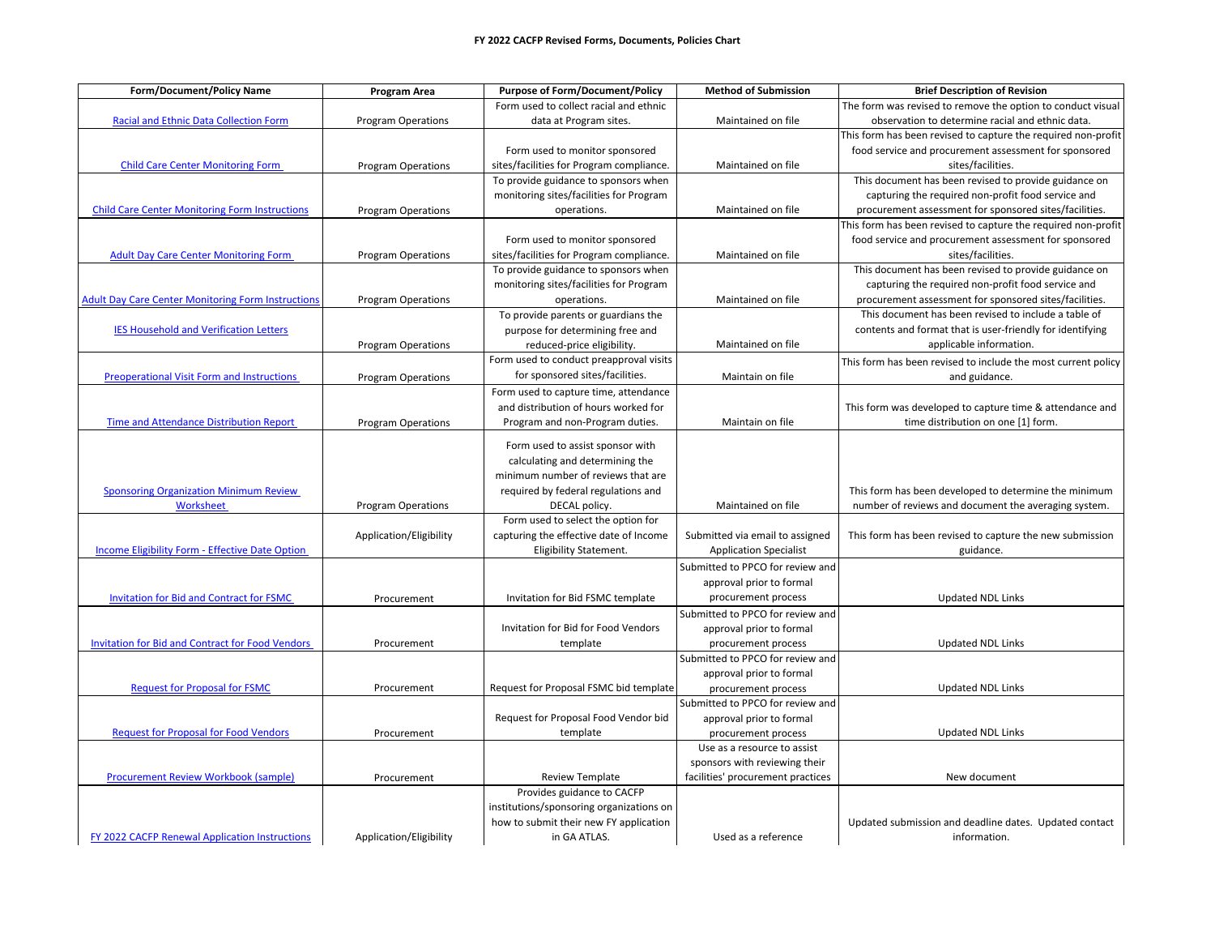# FY 2022 CACFP Revised Forms, Documents, Policies Chart

| Form/Document/Policy Name | Program Area | Purpose of Form/Document/Policy | Method of Submission | Brief Description of Revision |
|---|---|---|---|---|
| Racial and Ethnic Data Collection Form | Program Operations | Form used to collect racial and ethnic data at Program sites. | Maintained on file | The form was revised to remove the option to conduct visual observation to determine racial and ethnic data. |
| Child Care Center Monitoring Form | Program Operations | Form used to monitor sponsored sites/facilities for Program compliance. | Maintained on file | This form has been revised to capture the required non-profit food service and procurement assessment for sponsored sites/facilities. |
| Child Care Center Monitoring Form Instructions | Program Operations | To provide guidance to sponsors when monitoring sites/facilities for Program operations. | Maintained on file | This document has been revised to provide guidance on capturing the required non-profit food service and procurement assessment for sponsored sites/facilities. |
| Adult Day Care Center Monitoring Form | Program Operations | Form used to monitor sponsored sites/facilities for Program compliance. | Maintained on file | This form has been revised to capture the required non-profit food service and procurement assessment for sponsored sites/facilities. |
| Adult Day Care Center Monitoring Form Instructions | Program Operations | To provide guidance to sponsors when monitoring sites/facilities for Program operations. | Maintained on file | This document has been revised to provide guidance on capturing the required non-profit food service and procurement assessment for sponsored sites/facilities. |
| IES Household and Verification Letters | Program Operations | To provide parents or guardians the purpose for determining free and reduced-price eligibility. | Maintained on file | This document has been revised to include a table of contents and format that is user-friendly for identifying applicable information. |
| Preoperational Visit Form and Instructions | Program Operations | Form used to conduct preapproval visits for sponsored sites/facilities. | Maintain on file | This form has been revised to include the most current policy and guidance. |
| Time and Attendance Distribution Report | Program Operations | Form used to capture time, attendance and distribution of hours worked for Program and non-Program duties. | Maintain on file | This form was developed to capture time & attendance and time distribution on one [1] form. |
| Sponsoring Organization Minimum Review Worksheet | Program Operations | Form used to assist sponsor with calculating and determining the minimum number of reviews that are required by federal regulations and DECAL policy. | Maintained on file | This form has been developed to determine the minimum number of reviews and document the averaging system. |
| Income Eligibility Form - Effective Date Option | Application/Eligibility | Form used to select the option for capturing the effective date of Income Eligibility Statement. | Submitted via email to assigned Application Specialist | This form has been revised to capture the new submission guidance. |
| Invitation for Bid and Contract for FSMC | Procurement | Invitation for Bid FSMC template | Submitted to PPCO for review and approval prior to formal procurement process | Updated NDL Links |
| Invitation for Bid and Contract for Food Vendors | Procurement | Invitation for Bid for Food Vendors template | Submitted to PPCO for review and approval prior to formal procurement process | Updated NDL Links |
| Request for Proposal for FSMC | Procurement | Request for Proposal FSMC bid template | Submitted to PPCO for review and approval prior to formal procurement process | Updated NDL Links |
| Request for Proposal for Food Vendors | Procurement | Request for Proposal Food Vendor bid template | Submitted to PPCO for review and approval prior to formal procurement process | Updated NDL Links |
| Procurement Review Workbook (sample) | Procurement | Review Template | Use as a resource to assist sponsors with reviewing their facilities' procurement practices | New document |
| FY 2022 CACFP Renewal Application Instructions | Application/Eligibility | Provides guidance to CACFP institutions/sponsoring organizations on how to submit their new FY application in GA ATLAS. | Used as a reference | Updated submission and deadline dates. Updated contact information. |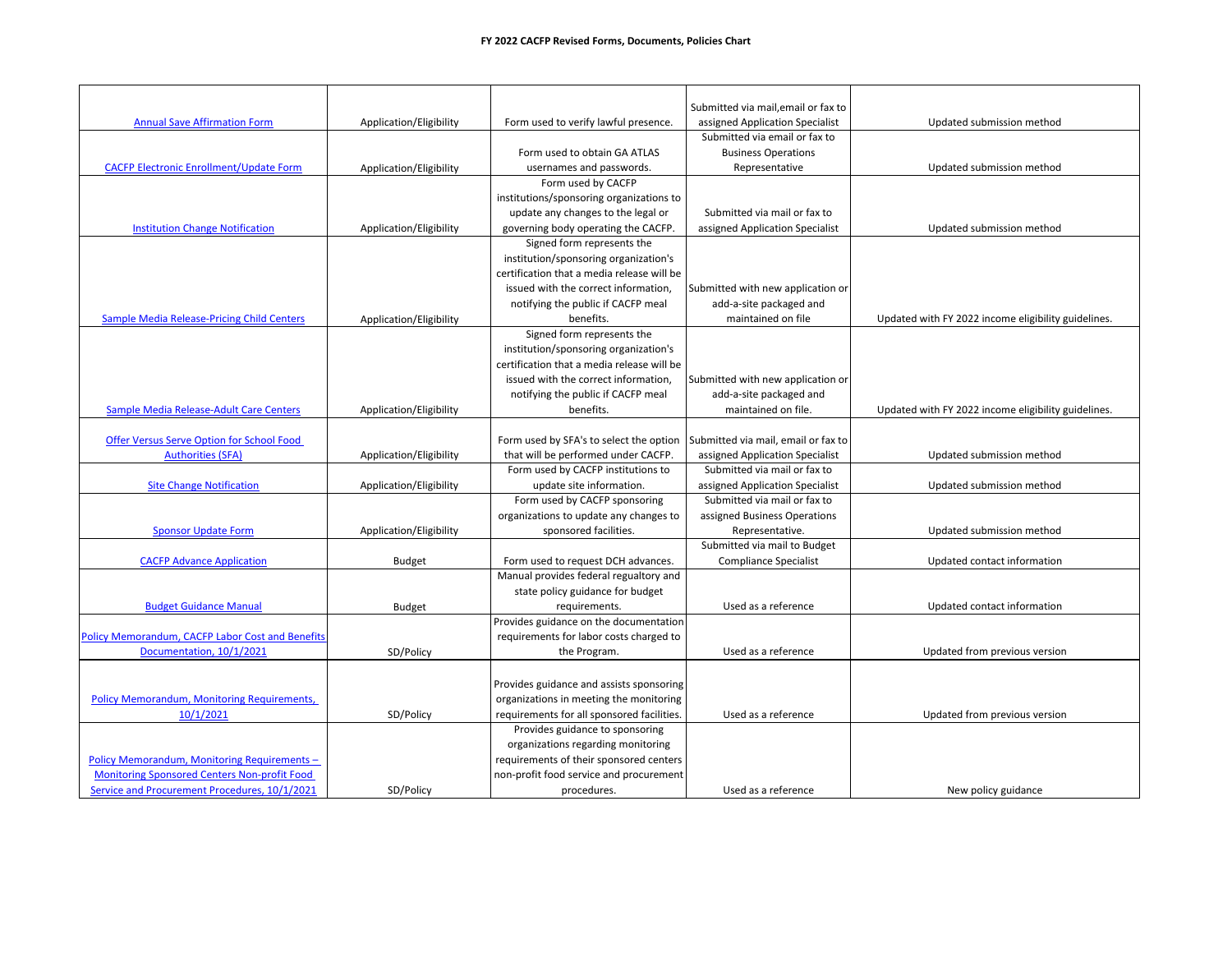**FY 2022 CACFP Revised Forms, Documents, Policies Chart**

| | | | | |
|---|---|---|---|---|
| Annual Save Affirmation Form | Application/Eligibility | Form used to verify lawful presence. | Submitted via mail,email or fax to assigned Application Specialist | Updated submission method |
| CACFP Electronic Enrollment/Update Form | Application/Eligibility | Form used to obtain GA ATLAS usernames and passwords. | Submitted via email or fax to Business Operations Representative | Updated submission method |
| Institution Change Notification | Application/Eligibility | Form used by CACFP institutions/sponsoring organizations to update any changes to the legal or governing body operating the CACFP. | Submitted via mail or fax to assigned Application Specialist | Updated submission method |
| Sample Media Release-Pricing Child Centers | Application/Eligibility | Signed form represents the institution/sponsoring organization's certification that a media release will be issued with the correct information, notifying the public if CACFP meal benefits. | Submitted with new application or add-a-site packaged and maintained on file | Updated with FY 2022 income eligibility guidelines. |
| Sample Media Release-Adult Care Centers | Application/Eligibility | Signed form represents the institution/sponsoring organization's certification that a media release will be issued with the correct information, notifying the public if CACFP meal benefits. | Submitted with new application or add-a-site packaged and maintained on file. | Updated with FY 2022 income eligibility guidelines. |
| Offer Versus Serve Option for School Food Authorities (SFA) | Application/Eligibility | Form used by SFA's to select the option that will be performed under CACFP. | Submitted via mail, email or fax to assigned Application Specialist | Updated submission method |
| Site Change Notification | Application/Eligibility | Form used by CACFP institutions to update site information. | Submitted via mail or fax to assigned Application Specialist | Updated submission method |
| Sponsor Update Form | Application/Eligibility | Form used by CACFP sponsoring organizations to update any changes to sponsored facilities. | Submitted via mail or fax to assigned Business Operations Representative. | Updated submission method |
| CACFP Advance Application | Budget | Form used to request DCH advances. | Submitted via mail to Budget Compliance Specialist | Updated contact information |
| Budget Guidance Manual | Budget | Manual provides federal regualtory and state policy guidance for budget requirements. | Used as a reference | Updated contact information |
| Policy Memorandum, CACFP Labor Cost and Benefits Documentation, 10/1/2021 | SD/Policy | Provides guidance on the documentation requirements for labor costs charged to the Program. | Used as a reference | Updated from previous version |
| Policy Memorandum, Monitoring Requirements, 10/1/2021 | SD/Policy | Provides guidance and assists sponsoring organizations in meeting the monitoring requirements for all sponsored facilities. | Used as a reference | Updated from previous version |
| Policy Memorandum, Monitoring Requirements – Monitoring Sponsored Centers Non-profit Food Service and Procurement Procedures, 10/1/2021 | SD/Policy | Provides guidance to sponsoring organizations regarding monitoring requirements of their sponsored centers non-profit food service and procurement procedures. | Used as a reference | New policy guidance |